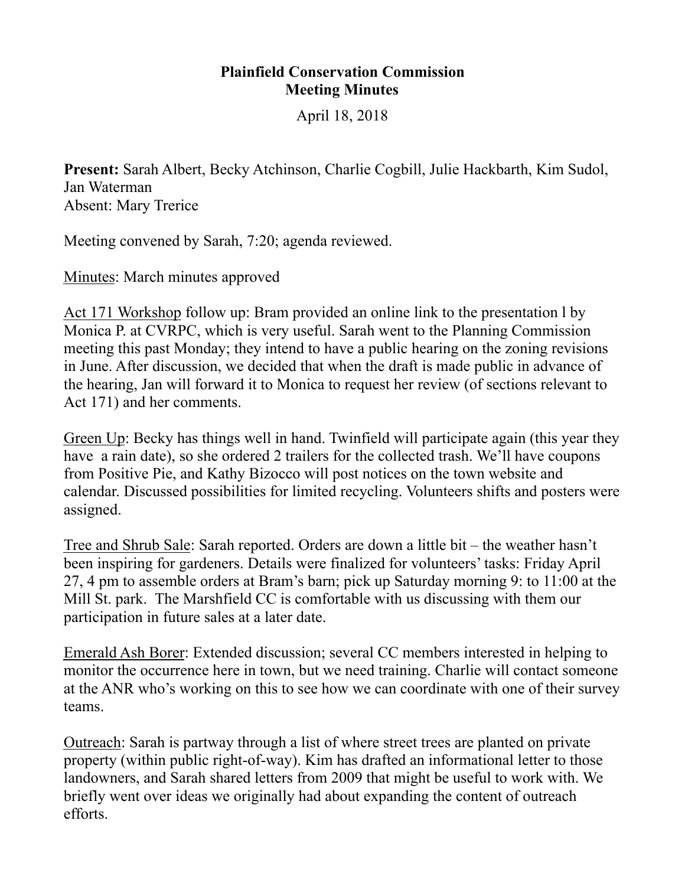**Plainfield Conservation Commission**
**Meeting Minutes**

April 18, 2018

**Present:** Sarah Albert, Becky Atchinson, Charlie Cogbill, Julie Hackbarth, Kim Sudol, Jan Waterman
Absent: Mary Trerice

Meeting convened by Sarah, 7:20; agenda reviewed.

<u>Minutes</u>: March minutes approved

<u>Act 171 Workshop</u> follow up: Bram provided an online link to the presentation l by Monica P. at CVRPC, which is very useful. Sarah went to the Planning Commission meeting this past Monday; they intend to have a public hearing on the zoning revisions in June. After discussion, we decided that when the draft is made public in advance of the hearing, Jan will forward it to Monica to request her review (of sections relevant to Act 171) and her comments.

<u>Green Up</u>: Becky has things well in hand. Twinfield will participate again (this year they have a rain date), so she ordered 2 trailers for the collected trash. We'll have coupons from Positive Pie, and Kathy Bizocco will post notices on the town website and calendar. Discussed possibilities for limited recycling. Volunteers shifts and posters were assigned.

<u>Tree and Shrub Sale</u>: Sarah reported. Orders are down a little bit – the weather hasn't been inspiring for gardeners. Details were finalized for volunteers' tasks: Friday April 27, 4 pm to assemble orders at Bram's barn; pick up Saturday morning 9: to 11:00 at the Mill St. park. The Marshfield CC is comfortable with us discussing with them our participation in future sales at a later date.

<u>Emerald Ash Borer</u>: Extended discussion; several CC members interested in helping to monitor the occurrence here in town, but we need training. Charlie will contact someone at the ANR who's working on this to see how we can coordinate with one of their survey teams.

<u>Outreach</u>: Sarah is partway through a list of where street trees are planted on private property (within public right-of-way). Kim has drafted an informational letter to those landowners, and Sarah shared letters from 2009 that might be useful to work with. We briefly went over ideas we originally had about expanding the content of outreach efforts.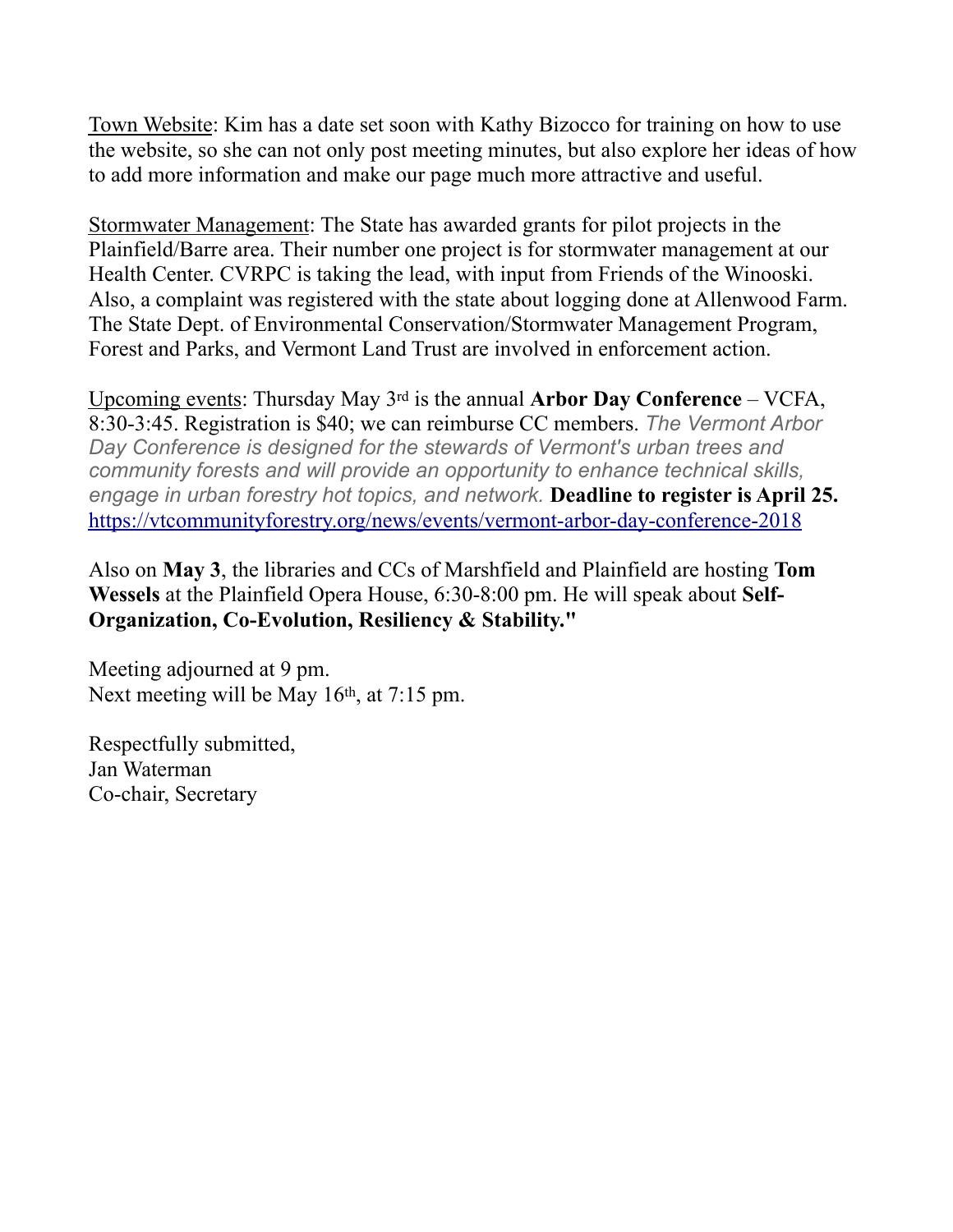Town Website: Kim has a date set soon with Kathy Bizocco for training on how to use the website, so she can not only post meeting minutes, but also explore her ideas of how to add more information and make our page much more attractive and useful.

Stormwater Management: The State has awarded grants for pilot projects in the Plainfield/Barre area. Their number one project is for stormwater management at our Health Center. CVRPC is taking the lead, with input from Friends of the Winooski. Also, a complaint was registered with the state about logging done at Allenwood Farm. The State Dept. of Environmental Conservation/Stormwater Management Program, Forest and Parks, and Vermont Land Trust are involved in enforcement action.

Upcoming events: Thursday May 3rd is the annual **Arbor Day Conference** – VCFA, 8:30-3:45. Registration is $40; we can reimburse CC members. *The Vermont Arbor Day Conference is designed for the stewards of Vermont's urban trees and community forests and will provide an opportunity to enhance technical skills, engage in urban forestry hot topics, and network.* **Deadline to register is April 25.** https://vtcommunityforestry.org/news/events/vermont-arbor-day-conference-2018

Also on **May 3**, the libraries and CCs of Marshfield and Plainfield are hosting **Tom Wessels** at the Plainfield Opera House, 6:30-8:00 pm. He will speak about **Self-Organization, Co-Evolution, Resiliency & Stability."**

Meeting adjourned at 9 pm.
Next meeting will be May 16th, at 7:15 pm.

Respectfully submitted,
Jan Waterman
Co-chair, Secretary